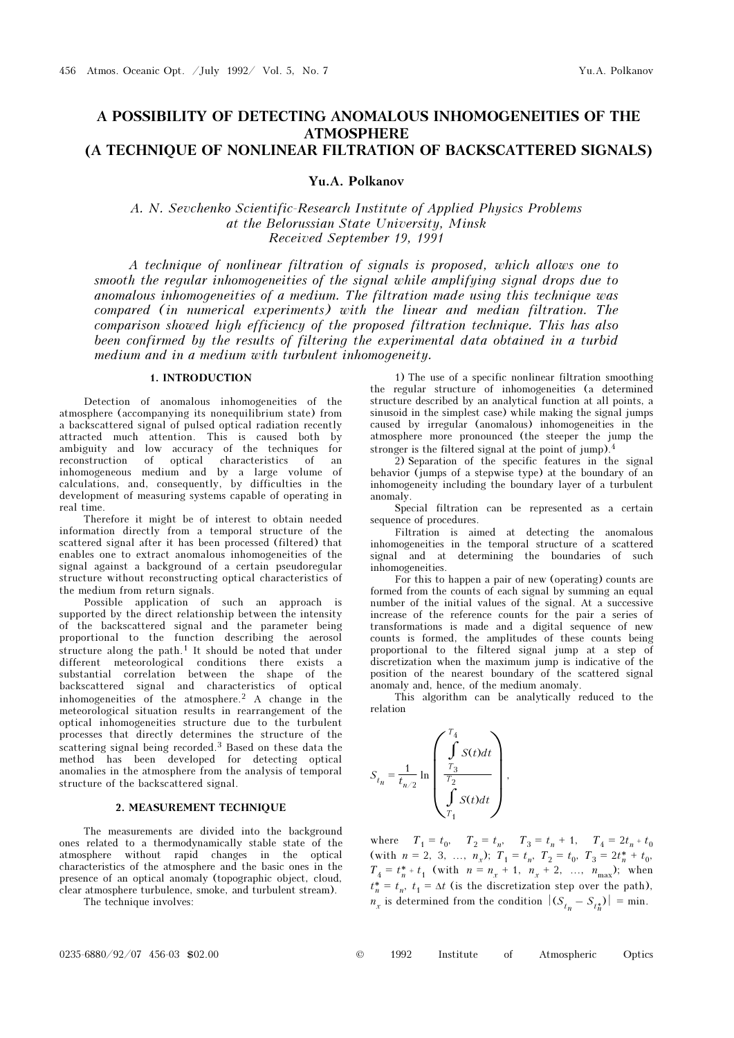# A POSSIBILITY OF DETECTING ANOMALOUS INHOMOGENEITIES OF THE ATMOSPHERE (A TECHNIQUE OF NONLINEAR FILTRATION OF BACKSCATTERED SIGNALS)

**Yu.A. Polkanov**

*A. N. Sevchenko Scientific-Research Institute of Applied Physics Problems at the Belorussian State University, Minsk*
*Received September 19, 1991*

*A technique of nonlinear filtration of signals is proposed, which allows one to smooth the regular inhomogeneities of the signal while amplifying signal drops due to anomalous inhomogeneities of a medium. The filtration made using this technique was compared (in numerical experiments) with the linear and median filtration. The comparison showed high efficiency of the proposed filtration technique. This has also been confirmed by the results of filtering the experimental data obtained in a turbid medium and in a medium with turbulent inhomogeneity.*

## 1. INTRODUCTION

Detection of anomalous inhomogeneities of the atmosphere (accompanying its nonequilibrium state) from a backscattered signal of pulsed optical radiation recently attracted much attention. This is caused both by ambiguity and low accuracy of the techniques for reconstruction of optical characteristics of an inhomogeneous medium and by a large volume of calculations, and, consequently, by difficulties in the development of measuring systems capable of operating in real time.

Therefore it might be of interest to obtain needed information directly from a temporal structure of the scattered signal after it has been processed (filtered) that enables one to extract anomalous inhomogeneities of the signal against a background of a certain pseudoregular structure without reconstructing optical characteristics of the medium from return signals.

Possible application of such an approach is supported by the direct relationship between the intensity of the backscattered signal and the parameter being proportional to the function describing the aerosol structure along the path.[1] It should be noted that under different meteorological conditions there exists a substantial correlation between the shape of the backscattered signal and characteristics of optical inhomogeneities of the atmosphere.[2] A change in the meteorological situation results in rearrangement of the optical inhomogeneities structure due to the turbulent processes that directly determines the structure of the scattering signal being recorded.[3] Based on these data the method has been developed for detecting optical anomalies in the atmosphere from the analysis of temporal structure of the backscattered signal.

## 2. MEASUREMENT TECHNIQUE

The measurements are divided into the background ones related to a thermodynamically stable state of the atmosphere without rapid changes in the optical characteristics of the atmosphere and the basic ones in the presence of an optical anomaly (topographic object, cloud, clear atmosphere turbulence, smoke, and turbulent stream).

The technique involves:

1) The use of a specific nonlinear filtration smoothing the regular structure of inhomogeneities (a determined structure described by an analytical function at all points, a sinusoid in the simplest case) while making the signal jumps caused by irregular (anomalous) inhomogeneities in the atmosphere more pronounced (the steeper the jump the stronger is the filtered signal at the point of jump).[4]

2) Separation of the specific features in the signal behavior (jumps of a stepwise type) at the boundary of an inhomogeneity including the boundary layer of a turbulent anomaly.

Special filtration can be represented as a certain sequence of procedures.

Filtration is aimed at detecting the anomalous inhomogeneities in the temporal structure of a scattered signal and at determining the boundaries of such inhomogeneities.

For this to happen a pair of new (operating) counts are formed from the counts of each signal by summing an equal number of the initial values of the signal. At a successive increase of the reference counts for the pair a series of transformations is made and a digital sequence of new counts is formed, the amplitudes of these counts being proportional to the filtered signal jump at a step of discretization when the maximum jump is indicative of the position of the nearest boundary of the scattered signal anomaly and, hence, of the medium anomaly.

This algorithm can be analytically reduced to the relation

$$S_{t_n} = \frac{1}{t_{n/2}} \ln \left( \frac{\int\limits_{T_3}^{T_4} S(t)dt}{\int\limits_{T_1}^{T_2} S(t)dt} \right),$$

where $T_1 = t_0$, $T_2 = t_n$, $T_3 = t_n + 1$, $T_4 = 2t_n + t_0$ (with $n = 2, 3, \ldots, n_x$); $T_1 = t_n$, $T_2 = t_0$, $T_3 = 2t^*_n + t_0$, $T_4 = t^*_n + t_1$ (with $n = n_x + 1, n_x + 2, \ldots, n_{\max}$); when $t^*_n = t_n$, $t_1 = \Delta t$ (is the discretization step over the path), $n_x$ is determined from the condition $|(S_{t_n} - S_{t^*_n})| = \min$.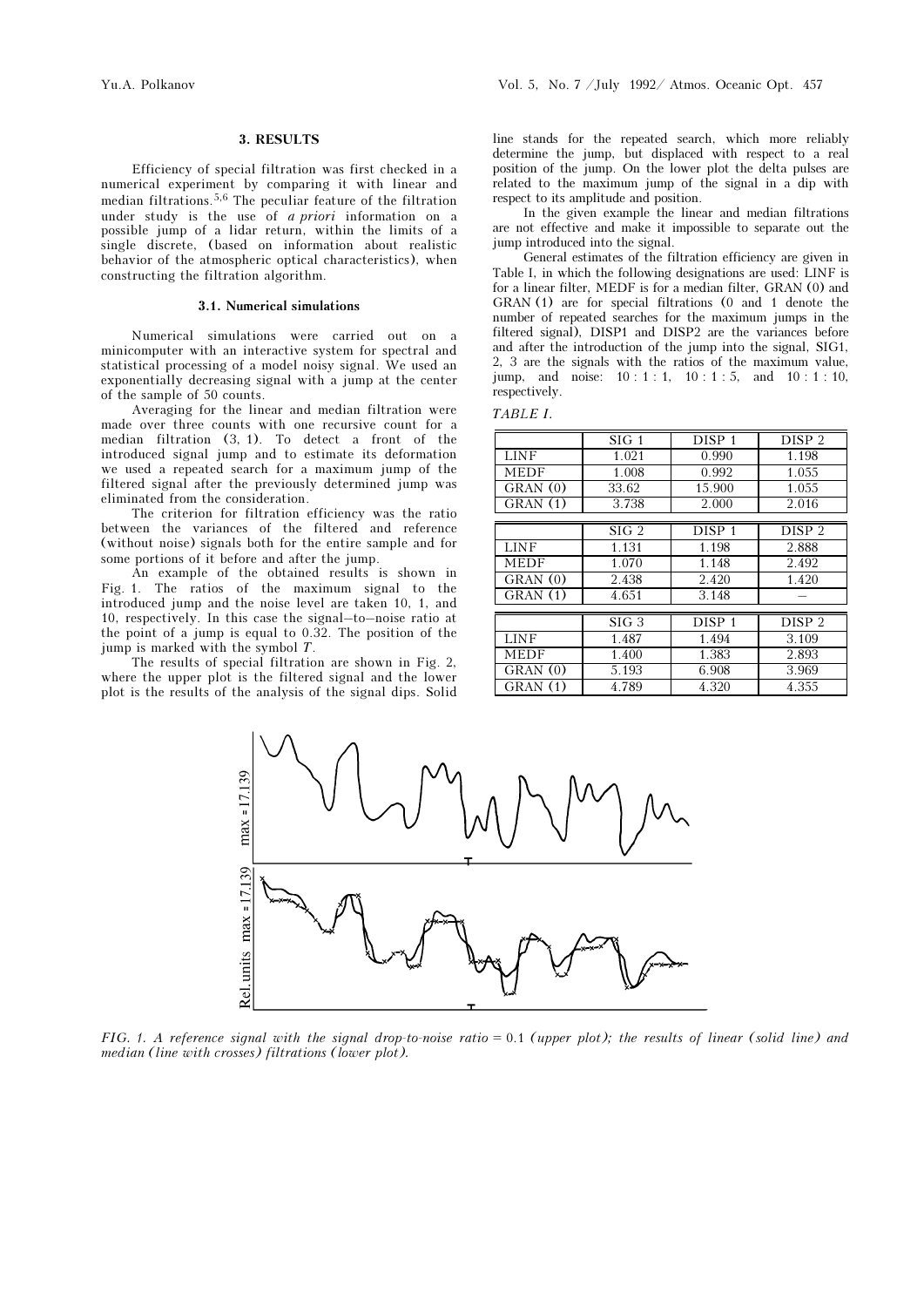### 3. RESULTS

Efficiency of special filtration was first checked in a numerical experiment by comparing it with linear and median filtrations.[5,6] The peculiar feature of the filtration under study is the use of *a priori* information on a possible jump of a lidar return, within the limits of a single discrete, (based on information about realistic behavior of the atmospheric optical characteristics), when constructing the filtration algorithm.

#### 3.1. Numerical simulations

Numerical simulations were carried out on a minicomputer with an interactive system for spectral and statistical processing of a model noisy signal. We used an exponentially decreasing signal with a jump at the center of the sample of 50 counts.

Averaging for the linear and median filtration were made over three counts with one recursive count for a median filtration (3, 1). To detect a front of the introduced signal jump and to estimate its deformation we used a repeated search for a maximum jump of the filtered signal after the previously determined jump was eliminated from the consideration.

The criterion for filtration efficiency was the ratio between the variances of the filtered and reference (without noise) signals both for the entire sample and for some portions of it before and after the jump.

An example of the obtained results is shown in Fig. 1. The ratios of the maximum signal to the introduced jump and the noise level are taken 10, 1, and 10, respectively. In this case the signal–to–noise ratio at the point of a jump is equal to 0.32. The position of the jump is marked with the symbol $T$.

The results of special filtration are shown in Fig. 2, where the upper plot is the filtered signal and the lower plot is the results of the analysis of the signal dips. Solid line stands for the repeated search, which more reliably determine the jump, but displaced with respect to a real position of the jump. On the lower plot the delta pulses are related to the maximum jump of the signal in a dip with respect to its amplitude and position.

In the given example the linear and median filtrations are not effective and make it impossible to separate out the jump introduced into the signal.

General estimates of the filtration efficiency are given in Table I, in which the following designations are used: LINF is for a linear filter, MEDF is for a median filter, GRAN (0) and GRAN (1) are for special filtrations (0 and 1 denote the number of repeated searches for the maximum jumps in the filtered signal), DISP1 and DISP2 are the variances before and after the introduction of the jump into the signal, SIG1, 2, 3 are the signals with the ratios of the maximum value, jump, and noise: 10 : 1 : 1, 10 : 1 : 5, and 10 : 1 : 10, respectively.

*TABLE I.*

| | SIG 1 | DISP 1 | DISP 2 |
|---|---|---|---|
| LINF | 1.021 | 0.990 | 1.198 |
| MEDF | 1.008 | 0.992 | 1.055 |
| GRAN (0) | 33.62 | 15.900 | 1.055 |
| GRAN (1) | 3.738 | 2.000 | 2.016 |
| | **SIG 2** | **DISP 1** | **DISP 2** |
| LINF | 1.131 | 1.198 | 2.888 |
| MEDF | 1.070 | 1.148 | 2.492 |
| GRAN (0) | 2.438 | 2.420 | 1.420 |
| GRAN (1) | 4.651 | 3.148 | – |
| | **SIG 3** | **DISP 1** | **DISP 2** |
| LINF | 1.487 | 1.494 | 3.109 |
| MEDF | 1.400 | 1.383 | 2.893 |
| GRAN (0) | 5.193 | 6.908 | 3.969 |
| GRAN (1) | 4.789 | 4.320 | 4.355 |

*FIG. 1. A reference signal with the signal drop-to-noise ratio = 0.1 (upper plot); the results of linear (solid line) and median (line with crosses) filtrations (lower plot).*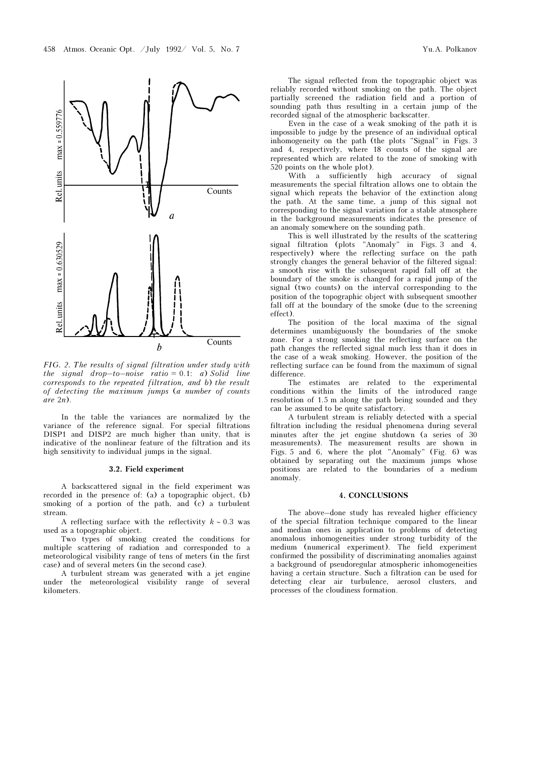FIG. 2. *The results of signal filtration under study with the signal drop–to–noise ratio = 0.1: a) Solid line corresponds to the repeated filtration, and b) the result of detecting the maximum jumps (a number of counts are 2n).*

In the table the variances are normalized by the variance of the reference signal. For special filtrations DISP1 and DISP2 are much higher than unity, that is indicative of the nonlinear feature of the filtration and its high sensitivity to individual jumps in the signal.

### 3.2. Field experiment

A backscattered signal in the field experiment was recorded in the presence of: (a) a topographic object, (b) smoking of a portion of the path, and (c) a turbulent stream.

A reflecting surface with the reflectivity $k \sim 0.3$ was used as a topographic object.

Two types of smoking created the conditions for multiple scattering of radiation and corresponded to a meteorological visibility range of tens of meters (in the first case) and of several meters (in the second case).

A turbulent stream was generated with a jet engine under the meteorological visibility range of several kilometers.

The signal reflected from the topographic object was reliably recorded without smoking on the path. The object partially screened the radiation field and a portion of sounding path thus resulting in a certain jump of the recorded signal of the atmospheric backscatter.

Even in the case of a weak smoking of the path it is impossible to judge by the presence of an individual optical inhomogeneity on the path (the plots "Signal" in Figs. 3 and 4, respectively, where 18 counts of the signal are represented which are related to the zone of smoking with 520 points on the whole plot).

With a sufficiently high accuracy of signal measurements the special filtration allows one to obtain the signal which repeats the behavior of the extinction along the path. At the same time, a jump of this signal not corresponding to the signal variation for a stable atmosphere in the background measurements indicates the presence of an anomaly somewhere on the sounding path.

This is well illustrated by the results of the scattering signal filtration (plots "Anomaly" in Figs. 3 and 4, respectively) where the reflecting surface on the path strongly changes the general behavior of the filtered signal: a smooth rise with the subsequent rapid fall off at the boundary of the smoke is changed for a rapid jump of the signal (two counts) on the interval corresponding to the position of the topographic object with subsequent smoother fall off at the boundary of the smoke (due to the screening effect).

The position of the local maxima of the signal determines unambiguously the boundaries of the smoke zone. For a strong smoking the reflecting surface on the path changes the reflected signal much less than it does in the case of a weak smoking. However, the position of the reflecting surface can be found from the maximum of signal difference.

The estimates are related to the experimental conditions within the limits of the introduced range resolution of 1.5 m along the path being sounded and they can be assumed to be quite satisfactory.

A turbulent stream is reliably detected with a special filtration including the residual phenomena during several minutes after the jet engine shutdown (a series of 30 measurements). The measurement results are shown in Figs. 5 and 6, where the plot "Anomaly" (Fig. 6) was obtained by separating out the maximum jumps whose positions are related to the boundaries of a medium anomaly.

## 4. CONCLUSIONS

The above–done study has revealed higher efficiency of the special filtration technique compared to the linear and median ones in application to problems of detecting anomalous inhomogeneities under strong turbidity of the medium (numerical experiment). The field experiment confirmed the possibility of discriminating anomalies against a background of pseudoregular atmospheric inhomogeneities having a certain structure. Such a filtration can be used for detecting clear air turbulence, aerosol clusters, and processes of the cloudiness formation.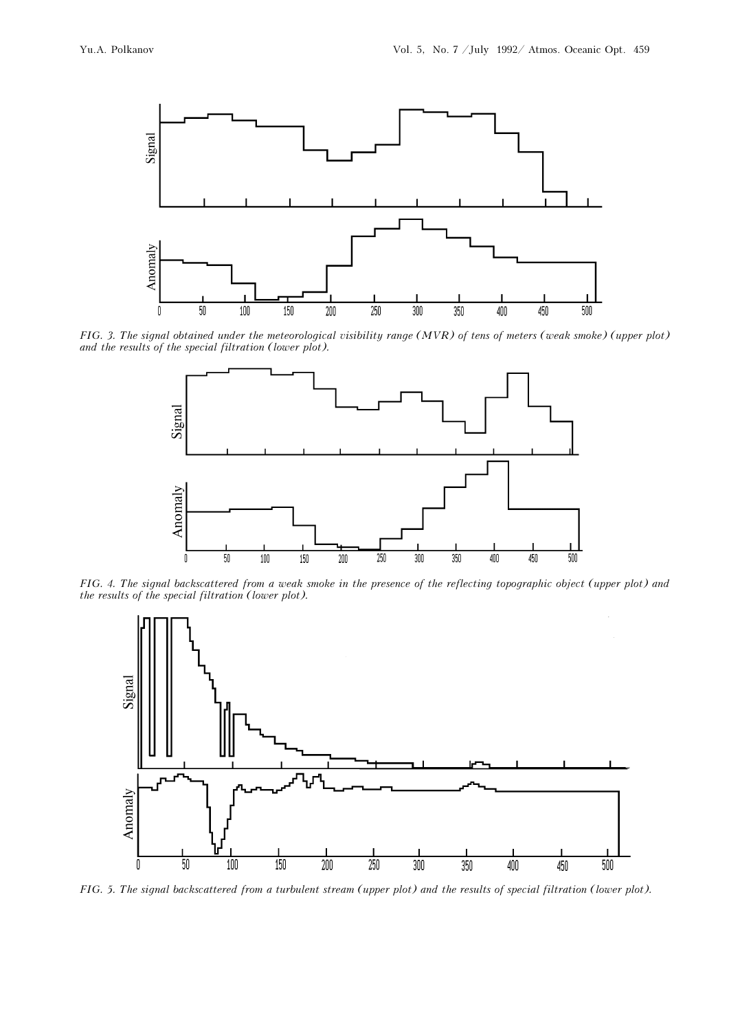*FIG. 3. The signal obtained under the meteorological visibility range (MVR) of tens of meters (weak smoke) (upper plot) and the results of the special filtration (lower plot).*

*FIG. 4. The signal backscattered from a weak smoke in the presence of the reflecting topographic object (upper plot) and the results of the special filtration (lower plot).*

*FIG. 5. The signal backscattered from a turbulent stream (upper plot) and the results of special filtration (lower plot).*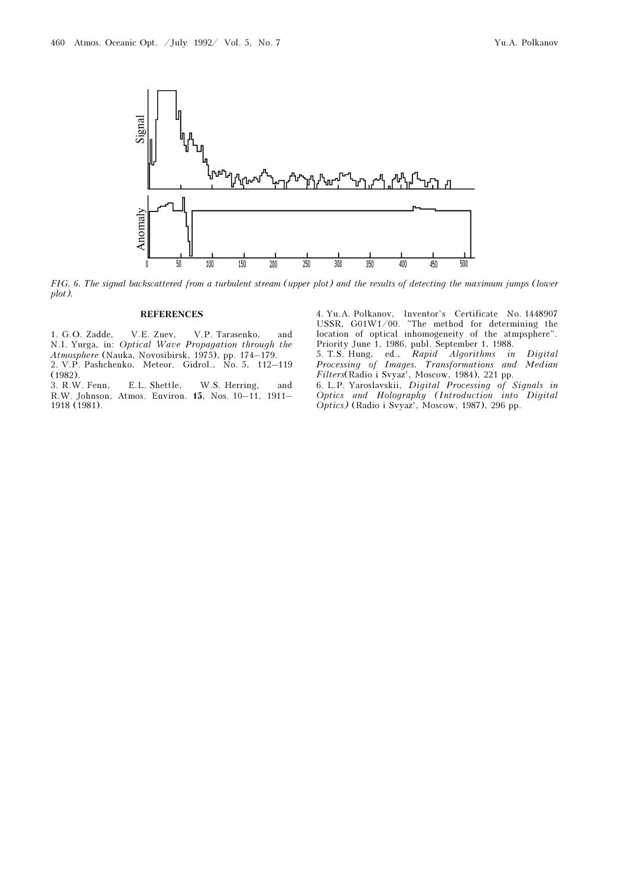Signal

Anomaly

0 50 100 150 200 250 300 350 400 450 500

*FIG. 6. The signal backscattered from a turbulent stream (upper plot) and the results of detecting the maximum jumps (lower plot).*

### REFERENCES

1. G.O. Zadde, V.E. Zuev, V.P. Tarasenko, and N.I. Yurga, in: *Optical Wave Propagation through the Atmosphere* (Nauka, Novosibirsk, 1975), pp. 174–179.
2. V.P. Pashchenko, Meteor. Gidrol., No. 5, 112–119 (1982).
3. R.W. Fenn, E.L. Shettle, W.S. Herring, and R.W. Johnson, Atmos. Environ. **15**, Nos. 10–11, 1911–1918 (1981).
4. Yu.A. Polkanov, Inventor's Certificate No. 1448907 USSR, G01W1/00. "The method for determining the location of optical inhomogeneity of the atmpsphere". Priority June 1, 1986, publ. September 1, 1988.
5. T.S. Hung, ed., *Rapid Algorithms in Digital Processing of Images. Transformations and Median Filters*(Radio i Svyaz', Moscow, 1984), 221 pp.
6. L.P. Yaroslavskii, *Digital Processing of Signals in Optics and Holography (Introduction into Digital Optics)* (Radio i Svyaz', Moscow, 1987), 296 pp.